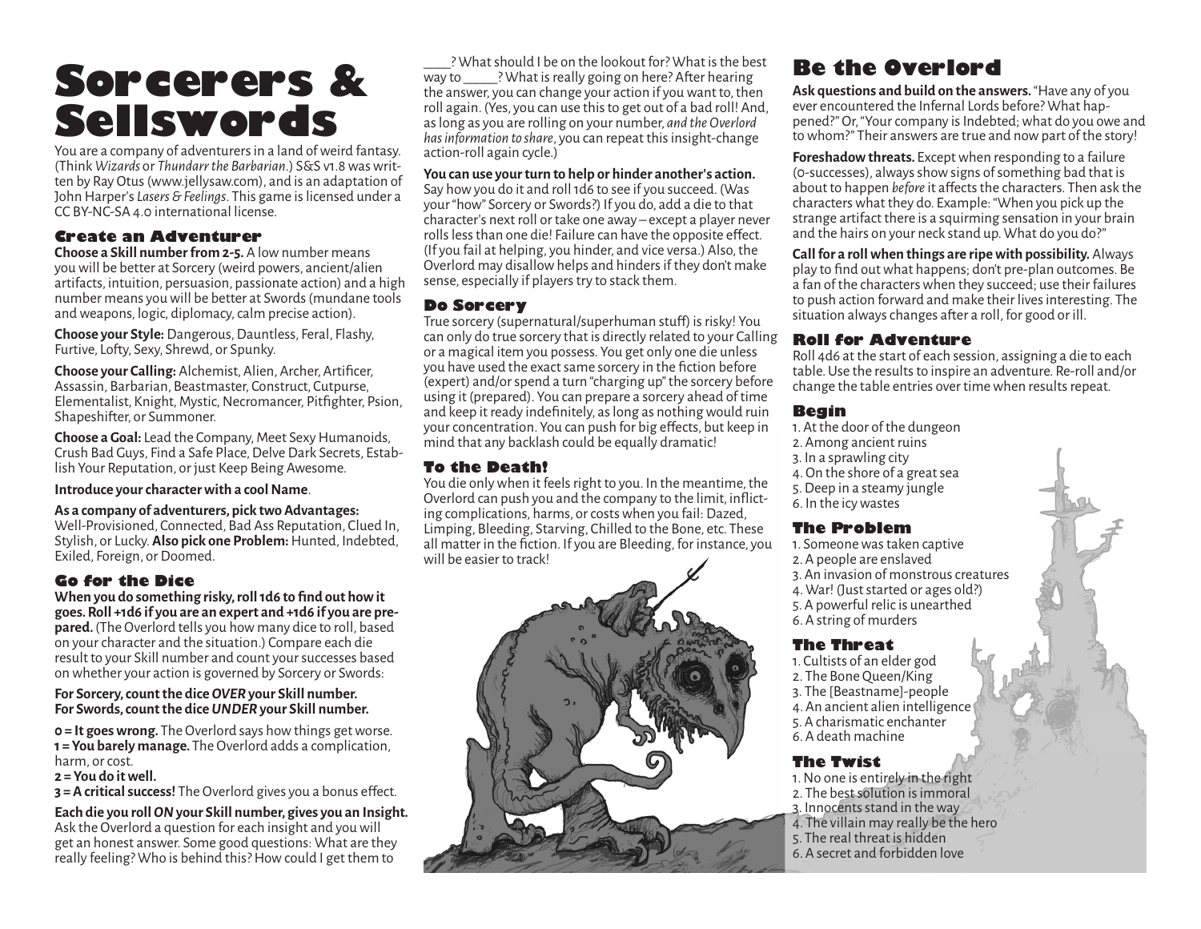# Sorcerers & Sellswords

You are a company of adventurers in a land of weird fantasy. (Think *Wizards* or *Thundarr the Barbarian*.) S&S v1.8 was written by Ray Otus (www.jellysaw.com), and is an adaptation of John Harper's *Lasers & Feelings*. This game is licensed under a CC BY-NC-SA 4.0 international license.

## Create an Adventurer

**Choose a Skill number from 2-5.** A low number means you will be better at Sorcery (weird powers, ancient/alien artifacts, intuition, persuasion, passionate action) and a high number means you will be better at Swords (mundane tools and weapons, logic, diplomacy, calm precise action).

**Choose your Style:** Dangerous, Dauntless, Feral, Flashy, Furtive, Lofty, Sexy, Shrewd, or Spunky.

**Choose your Calling:** Alchemist, Alien, Archer, Artificer, Assassin, Barbarian, Beastmaster, Construct, Cutpurse, Elementalist, Knight, Mystic, Necromancer, Pitfighter, Psion, Shapeshifter, or Summoner.

**Choose a Goal:** Lead the Company, Meet Sexy Humanoids, Crush Bad Guys, Find a Safe Place, Delve Dark Secrets, Establish Your Reputation, or just Keep Being Awesome.

**Introduce your character with a cool Name**.

**As a company of adventurers, pick two Advantages:** Well-Provisioned, Connected, Bad Ass Reputation, Clued In, Stylish, or Lucky. **Also pick one Problem:** Hunted, Indebted, Exiled, Foreign, or Doomed.

## Go for the Dice

**When you do something risky, roll 1d6 to find out how it goes. Roll +1d6 if you are an expert and +1d6 if you are prepared.** (The Overlord tells you how many dice to roll, based on your character and the situation.) Compare each die result to your Skill number and count your successes based on whether your action is governed by Sorcery or Swords:

**For Sorcery, count the dice *OVER* your Skill number.**
**For Swords, count the dice *UNDER* your Skill number.**

**0 = It goes wrong.** The Overlord says how things get worse.
**1 = You barely manage.** The Overlord adds a complication, harm, or cost.
**2 = You do it well.**
**3 = A critical success!** The Overlord gives you a bonus effect.

**Each die you roll *ON* your Skill number, gives you an Insight.** Ask the Overlord a question for each insight and you will get an honest answer. Some good questions: What are they really feeling? Who is behind this? How could I get them to \_\_\_\_? What should I be on the lookout for? What is the best way to \_\_\_\_\_? What is really going on here? After hearing the answer, you can change your action if you want to, then roll again. (Yes, you can use this to get out of a bad roll! And, as long as you are rolling on your number, *and the Overlord has information to share*, you can repeat this insight-change action-roll again cycle.)

**You can use your turn to help or hinder another's action.** Say how you do it and roll 1d6 to see if you succeed. (Was your "how" Sorcery or Swords?) If you do, add a die to that character's next roll or take one away – except a player never rolls less than one die! Failure can have the opposite effect. (If you fail at helping, you hinder, and vice versa.) Also, the Overlord may disallow helps and hinders if they don't make sense, especially if players try to stack them.

## Do Sorcery

True sorcery (supernatural/superhuman stuff) is risky! You can only do true sorcery that is directly related to your Calling or a magical item you possess. You get only one die unless you have used the exact same sorcery in the fiction before (expert) and/or spend a turn "charging up" the sorcery before using it (prepared). You can prepare a sorcery ahead of time and keep it ready indefinitely, as long as nothing would ruin your concentration. You can push for big effects, but keep in mind that any backlash could be equally dramatic!

## To the Death!

You die only when it feels right to you. In the meantime, the Overlord can push you and the company to the limit, inflicting complications, harms, or costs when you fail: Dazed, Limping, Bleeding, Starving, Chilled to the Bone, etc. These all matter in the fiction. If you are Bleeding, for instance, you will be easier to track!

## Be the Overlord

**Ask questions and build on the answers.** "Have any of you ever encountered the Infernal Lords before? What happened?" Or, "Your company is Indebted; what do you owe and to whom?" Their answers are true and now part of the story!

**Foreshadow threats.** Except when responding to a failure (0-successes), always show signs of something bad that is about to happen *before* it affects the characters. Then ask the characters what they do. Example: "When you pick up the strange artifact there is a squirming sensation in your brain and the hairs on your neck stand up. What do you do?"

**Call for a roll when things are ripe with possibility.** Always play to find out what happens; don't pre-plan outcomes. Be a fan of the characters when they succeed; use their failures to push action forward and make their lives interesting. The situation always changes after a roll, for good or ill.

## Roll for Adventure

Roll 4d6 at the start of each session, assigning a die to each table. Use the results to inspire an adventure. Re-roll and/or change the table entries over time when results repeat.

### Begin

1. At the door of the dungeon
2. Among ancient ruins
3. In a sprawling city
4. On the shore of a great sea
5. Deep in a steamy jungle
6. In the icy wastes

### The Problem

1. Someone was taken captive
2. A people are enslaved
3. An invasion of monstrous creatures
4. War! (Just started or ages old?)
5. A powerful relic is unearthed
6. A string of murders

### The Threat

1. Cultists of an elder god
2. The Bone Queen/King
3. The [Beastname]-people
4. An ancient alien intelligence
5. A charismatic enchanter
6. A death machine

### The Twist

1. No one is entirely in the right
2. The best solution is immoral
3. Innocents stand in the way
4. The villain may really be the hero
5. The real threat is hidden
6. A secret and forbidden love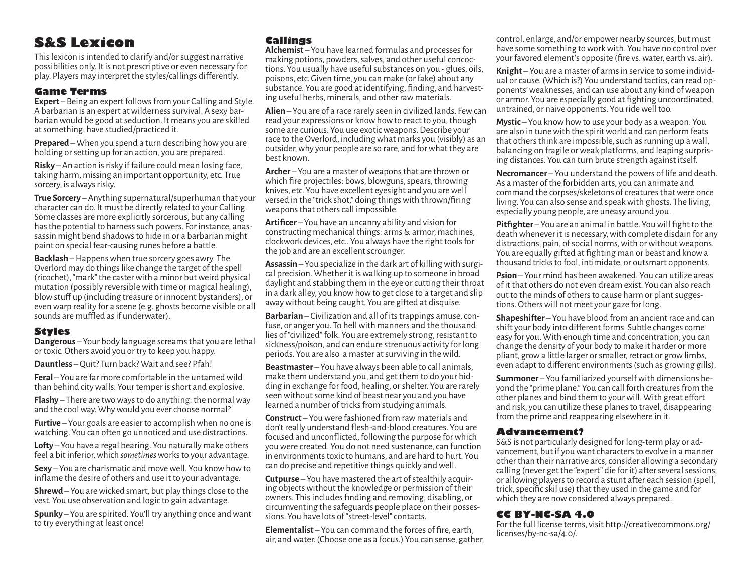# S&S Lexicon

This lexicon is intended to clarify and/or suggest narrative possibilities only. It is not prescriptive or even necessary for play. Players may interpret the styles/callings differently.

## Game Terms

**Expert** – Being an expert follows from your Calling and Style. A barbarian is an expert at wilderness survival. A sexy barbarian would be good at seduction. It means you are skilled at something, have studied/practiced it.

**Prepared** – When you spend a turn describing how you are holding or setting up for an action, you are prepared.

**Risky** – An action is risky if failure could mean losing face, taking harm, missing an important opportunity, etc. True sorcery, is always risky.

**True Sorcery** – Anything supernatural/superhuman that your character can do. It must be directly related to your Calling. Some classes are more explicitly sorcerous, but any calling has the potential to harness such powers. For instance, an assassin might bend shadows to hide in or a barbarian might paint on special fear-causing runes before a battle.

**Backlash** – Happens when true sorcery goes awry. The Overlord may do things like change the target of the spell (ricochet), "mark" the caster with a minor but weird physical mutation (possibly reversible with time or magical healing), blow stuff up (including treasure or innocent bystanders), or even warp reality for a scene (e.g. ghosts become visible or all sounds are muffled as if underwater).

## Styles

**Dangerous** – Your body language screams that you are lethal or toxic. Others avoid you or try to keep you happy.

**Dauntless** – Quit? Turn back? Wait and see? Pfah!

**Feral** – You are far more comfortable in the untamed wild than behind city walls. Your temper is short and explosive.

**Flashy** – There are two ways to do anything: the normal way and the cool way. Why would you ever choose normal?

**Furtive** – Your goals are easier to accomplish when no one is watching. You can often go unnoticed and use distractions.

**Lofty** – You have a regal bearing. You naturally make others feel a bit inferior, which *sometimes* works to your advantage.

**Sexy** – You are charismatic and move well. You know how to inflame the desire of others and use it to your advantage.

**Shrewd** – You are wicked smart, but play things close to the vest. You use observation and logic to gain advantage.

**Spunky** – You are spirited. You'll try anything once and want to try everything at least once!

## Callings

**Alchemist** – You have learned formulas and processes for making potions, powders, salves, and other useful concoctions. You usually have useful substances on you - glues, oils, poisons, etc. Given time, you can make (or fake) about any substance. You are good at identifying, finding, and harvesting useful herbs, minerals, and other raw materials.

**Alien** – You are of a race rarely seen in civilized lands. Few can read your expressions or know how to react to you, though some are curious. You use exotic weapons. Describe your race to the Overlord, including what marks you (visibly) as an outsider, why your people are so rare, and for what they are best known.

**Archer** – You are a master of weapons that are thrown or which fire projectiles: bows, blowguns, spears, throwing knives, etc. You have excellent eyesight and you are well versed in the "trick shot," doing things with thrown/firing weapons that others call impossible.

**Artificer** – You have an uncanny ability and vision for constructing mechanical things: arms & armor, machines, clockwork devices, etc.. You always have the right tools for the job and are an excellent scrounger.

**Assassin** – You specialize in the dark art of killing with surgical precision. Whether it is walking up to someone in broad daylight and stabbing them in the eye or cutting their throat in a dark alley, you know how to get close to a target and slip away without being caught. You are gifted at disquise.

**Barbarian** – Civilization and all of its trappings amuse, confuse, or anger you. To hell with manners and the thousand lies of "civilized" folk. You are extremely strong, resistant to sickness/poison, and can endure strenuous activity for long periods. You are also a master at surviving in the wild.

**Beastmaster** – You have always been able to call animals, make them understand you, and get them to do your bidding in exchange for food, healing, or shelter. You are rarely seen without some kind of beast near you and you have learned a number of tricks from studying animals.

**Construct** – You were fashioned from raw materials and don't really understand flesh-and-blood creatures. You are focused and unconflicted, following the purpose for which you were created. You do not need sustenance, can function in environments toxic to humans, and are hard to hurt. You can do precise and repetitive things quickly and well.

**Cutpurse** – You have mastered the art of stealthily acquiring objects without the knowledge or permission of their owners. This includes finding and removing, disabling, or circumventing the safeguards people place on their possessions. You have lots of "street-level" contacts.

**Elementalist** – You can command the forces of fire, earth, air, and water. (Choose one as a focus.) You can sense, gather, control, enlarge, and/or empower nearby sources, but must have some something to work with. You have no control over your favored element's opposite (fire vs. water, earth vs. air).

**Knight** – You are a master of arms in service to some individual or cause. (Which is?) You understand tactics, can read opponents' weaknesses, and can use about any kind of weapon or armor. You are especially good at fighting uncoordinated, untrained, or naive opponents. You ride well too.

**Mystic** – You know how to use your body as a weapon. You are also in tune with the spirit world and can perform feats that others think are impossible, such as running up a wall, balancing on fragile or weak platforms, and leaping surprising distances. You can turn brute strength against itself.

**Necromancer** – You understand the powers of life and death. As a master of the forbidden arts, you can animate and command the corpses/skeletons of creatures that were once living. You can also sense and speak with ghosts. The living, especially young people, are uneasy around you.

**Pitfighter** – You are an animal in battle. You will fight to the death whenever it is necessary, with complete disdain for any distractions, pain, of social norms, with or without weapons. You are equally gifted at fighting man or beast and know a thousand tricks to fool, intimidate, or outsmart opponents.

**Psion** – Your mind has been awakened. You can utilize areas of it that others do not even dream exist. You can also reach out to the minds of others to cause harm or plant suggestions. Others will not meet your gaze for long.

**Shapeshifter** – You have blood from an ancient race and can shift your body into different forms. Subtle changes come easy for you. With enough time and concentration, you can change the density of your body to make it harder or more pliant, grow a little larger or smaller, retract or grow limbs, even adapt to different environments (such as growing gills).

**Summoner** – You familiarized yourself with dimensions beyond the "prime plane." You can call forth creatures from the other planes and bind them to your will. With great effort and risk, you can utilize these planes to travel, disappearing from the prime and reappearing elsewhere in it.

## Advancement?

S&S is not particularly designed for long-term play or advancement, but if you want characters to evolve in a manner other than their narrative arcs, consider allowing a secondary calling (never get the "expert" die for it) after several sessions, or allowing players to record a stunt after each session (spell, trick, specific skil use) that they used in the game and for which they are now considered always prepared.

## CC BY-NC-SA 4.0

For the full license terms, visit http://creativecommons.org/licenses/by-nc-sa/4.0/.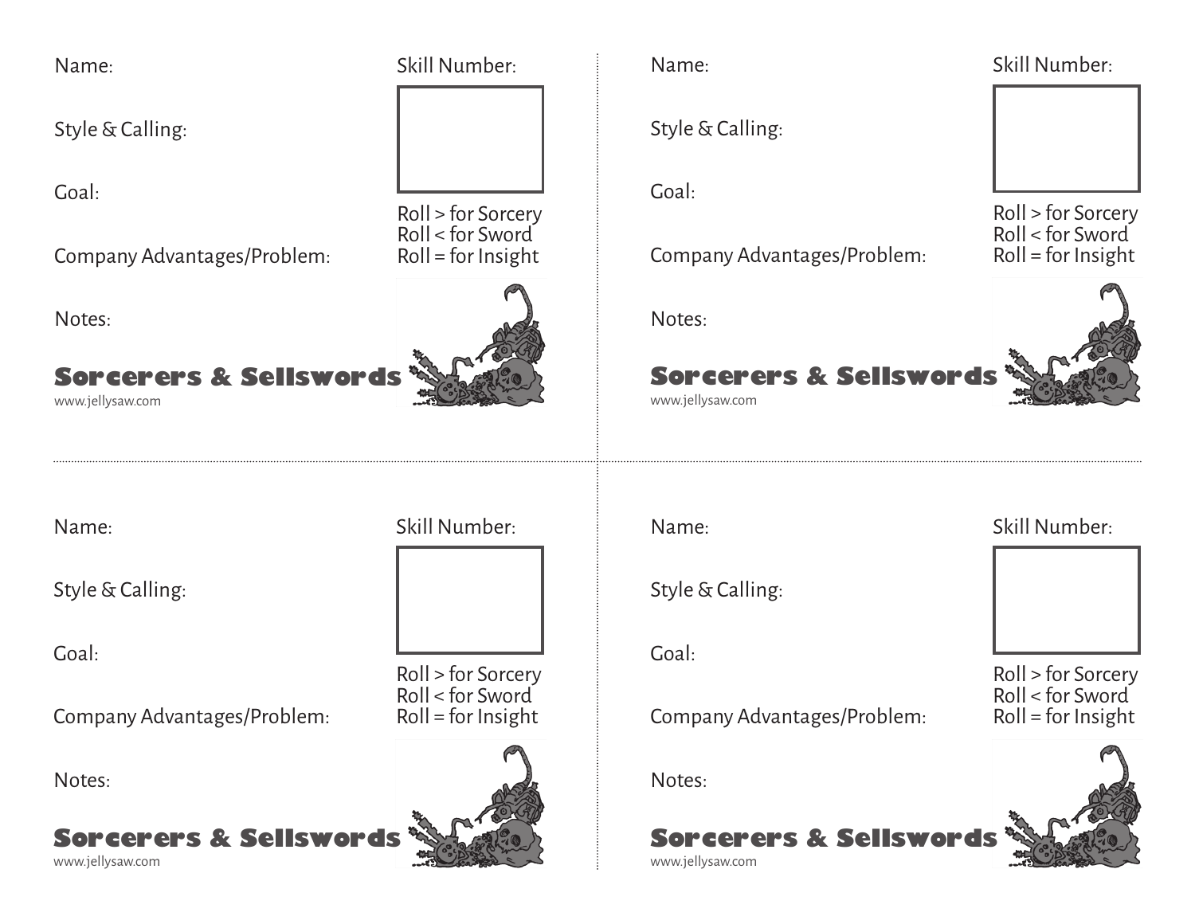Name:

Style & Calling:

Goal:

Company Advantages/Problem:

Notes:

Skill Number:

Roll > for Sorcery
Roll < for Sword
Roll = for Insight

**Sorcerers & Sellswords**
www.jellysaw.com

---

Name:

Style & Calling:

Goal:

Company Advantages/Problem:

Notes:

Skill Number:

Roll > for Sorcery
Roll < for Sword
Roll = for Insight

**Sorcerers & Sellswords**
www.jellysaw.com

---

Name:

Style & Calling:

Goal:

Company Advantages/Problem:

Notes:

Skill Number:

Roll > for Sorcery
Roll < for Sword
Roll = for Insight

**Sorcerers & Sellswords**
www.jellysaw.com

---

Name:

Style & Calling:

Goal:

Company Advantages/Problem:

Notes:

Skill Number:

Roll > for Sorcery
Roll < for Sword
Roll = for Insight

**Sorcerers & Sellswords**
www.jellysaw.com